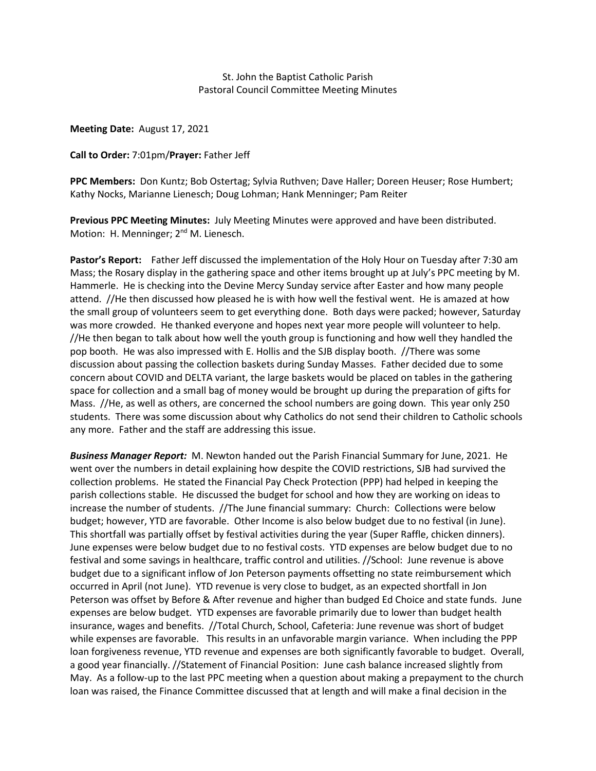St. John the Baptist Catholic Parish
Pastoral Council Committee Meeting Minutes

**Meeting Date:** August 17, 2021

**Call to Order:** 7:01pm/**Prayer:** Father Jeff

**PPC Members:** Don Kuntz; Bob Ostertag; Sylvia Ruthven; Dave Haller; Doreen Heuser; Rose Humbert; Kathy Nocks, Marianne Lienesch; Doug Lohman; Hank Menninger; Pam Reiter

**Previous PPC Meeting Minutes:** July Meeting Minutes were approved and have been distributed. Motion: H. Menninger; 2nd M. Lienesch.

**Pastor's Report:** Father Jeff discussed the implementation of the Holy Hour on Tuesday after 7:30 am Mass; the Rosary display in the gathering space and other items brought up at July's PPC meeting by M. Hammerle. He is checking into the Devine Mercy Sunday service after Easter and how many people attend. //He then discussed how pleased he is with how well the festival went. He is amazed at how the small group of volunteers seem to get everything done. Both days were packed; however, Saturday was more crowded. He thanked everyone and hopes next year more people will volunteer to help. //He then began to talk about how well the youth group is functioning and how well they handled the pop booth. He was also impressed with E. Hollis and the SJB display booth. //There was some discussion about passing the collection baskets during Sunday Masses. Father decided due to some concern about COVID and DELTA variant, the large baskets would be placed on tables in the gathering space for collection and a small bag of money would be brought up during the preparation of gifts for Mass. //He, as well as others, are concerned the school numbers are going down. This year only 250 students. There was some discussion about why Catholics do not send their children to Catholic schools any more. Father and the staff are addressing this issue.

***Business Manager Report:*** M. Newton handed out the Parish Financial Summary for June, 2021. He went over the numbers in detail explaining how despite the COVID restrictions, SJB had survived the collection problems. He stated the Financial Pay Check Protection (PPP) had helped in keeping the parish collections stable. He discussed the budget for school and how they are working on ideas to increase the number of students. //The June financial summary: Church: Collections were below budget; however, YTD are favorable. Other Income is also below budget due to no festival (in June). This shortfall was partially offset by festival activities during the year (Super Raffle, chicken dinners). June expenses were below budget due to no festival costs. YTD expenses are below budget due to no festival and some savings in healthcare, traffic control and utilities. //School: June revenue is above budget due to a significant inflow of Jon Peterson payments offsetting no state reimbursement which occurred in April (not June). YTD revenue is very close to budget, as an expected shortfall in Jon Peterson was offset by Before & After revenue and higher than budged Ed Choice and state funds. June expenses are below budget. YTD expenses are favorable primarily due to lower than budget health insurance, wages and benefits. //Total Church, School, Cafeteria: June revenue was short of budget while expenses are favorable. This results in an unfavorable margin variance. When including the PPP loan forgiveness revenue, YTD revenue and expenses are both significantly favorable to budget. Overall, a good year financially. //Statement of Financial Position: June cash balance increased slightly from May. As a follow-up to the last PPC meeting when a question about making a prepayment to the church loan was raised, the Finance Committee discussed that at length and will make a final decision in the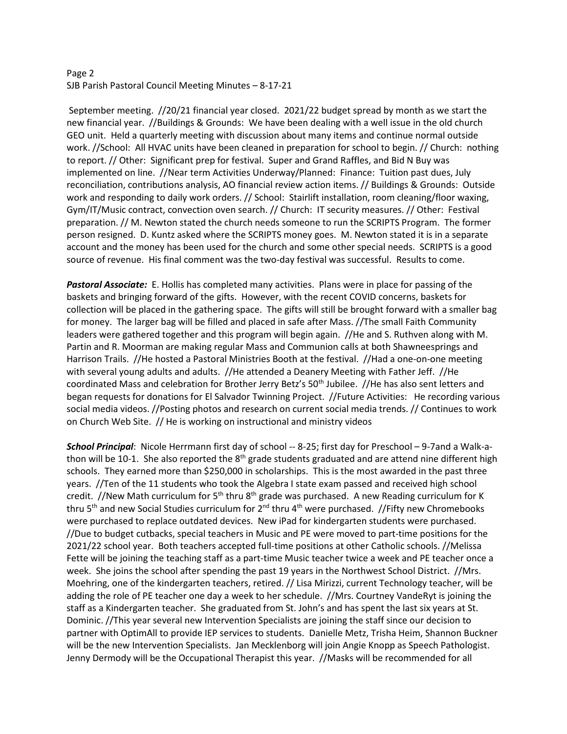September meeting. //20/21 financial year closed. 2021/22 budget spread by month as we start the new financial year. //Buildings & Grounds: We have been dealing with a well issue in the old church GEO unit. Held a quarterly meeting with discussion about many items and continue normal outside work. //School: All HVAC units have been cleaned in preparation for school to begin. // Church: nothing to report. // Other: Significant prep for festival. Super and Grand Raffles, and Bid N Buy was implemented on line. //Near term Activities Underway/Planned: Finance: Tuition past dues, July reconciliation, contributions analysis, AO financial review action items. // Buildings & Grounds: Outside work and responding to daily work orders. // School: Stairlift installation, room cleaning/floor waxing, Gym/IT/Music contract, convection oven search. // Church: IT security measures. // Other: Festival preparation. // M. Newton stated the church needs someone to run the SCRIPTS Program. The former person resigned. D. Kuntz asked where the SCRIPTS money goes. M. Newton stated it is in a separate account and the money has been used for the church and some other special needs. SCRIPTS is a good source of revenue. His final comment was the two-day festival was successful. Results to come.

***Pastoral Associate:*** E. Hollis has completed many activities. Plans were in place for passing of the baskets and bringing forward of the gifts. However, with the recent COVID concerns, baskets for collection will be placed in the gathering space. The gifts will still be brought forward with a smaller bag for money. The larger bag will be filled and placed in safe after Mass. //The small Faith Community leaders were gathered together and this program will begin again. //He and S. Ruthven along with M. Partin and R. Moorman are making regular Mass and Communion calls at both Shawneesprings and Harrison Trails. //He hosted a Pastoral Ministries Booth at the festival. //Had a one-on-one meeting with several young adults and adults. //He attended a Deanery Meeting with Father Jeff. //He coordinated Mass and celebration for Brother Jerry Betz's 50th Jubilee. //He has also sent letters and began requests for donations for El Salvador Twinning Project. //Future Activities: He recording various social media videos. //Posting photos and research on current social media trends. // Continues to work on Church Web Site. // He is working on instructional and ministry videos

***School Principal***: Nicole Herrmann first day of school -- 8-25; first day for Preschool – 9-7and a Walk-a-thon will be 10-1. She also reported the 8th grade students graduated and are attend nine different high schools. They earned more than $250,000 in scholarships. This is the most awarded in the past three years. //Ten of the 11 students who took the Algebra I state exam passed and received high school credit. //New Math curriculum for 5th thru 8th grade was purchased. A new Reading curriculum for K thru 5th and new Social Studies curriculum for 2nd thru 4th were purchased. //Fifty new Chromebooks were purchased to replace outdated devices. New iPad for kindergarten students were purchased. //Due to budget cutbacks, special teachers in Music and PE were moved to part-time positions for the 2021/22 school year. Both teachers accepted full-time positions at other Catholic schools. //Melissa Fette will be joining the teaching staff as a part-time Music teacher twice a week and PE teacher once a week. She joins the school after spending the past 19 years in the Northwest School District. //Mrs. Moehring, one of the kindergarten teachers, retired. // Lisa Mirizzi, current Technology teacher, will be adding the role of PE teacher one day a week to her schedule. //Mrs. Courtney VandeRyt is joining the staff as a Kindergarten teacher. She graduated from St. John's and has spent the last six years at St. Dominic. //This year several new Intervention Specialists are joining the staff since our decision to partner with OptimAll to provide IEP services to students. Danielle Metz, Trisha Heim, Shannon Buckner will be the new Intervention Specialists. Jan Mecklenborg will join Angie Knopp as Speech Pathologist. Jenny Dermody will be the Occupational Therapist this year. //Masks will be recommended for all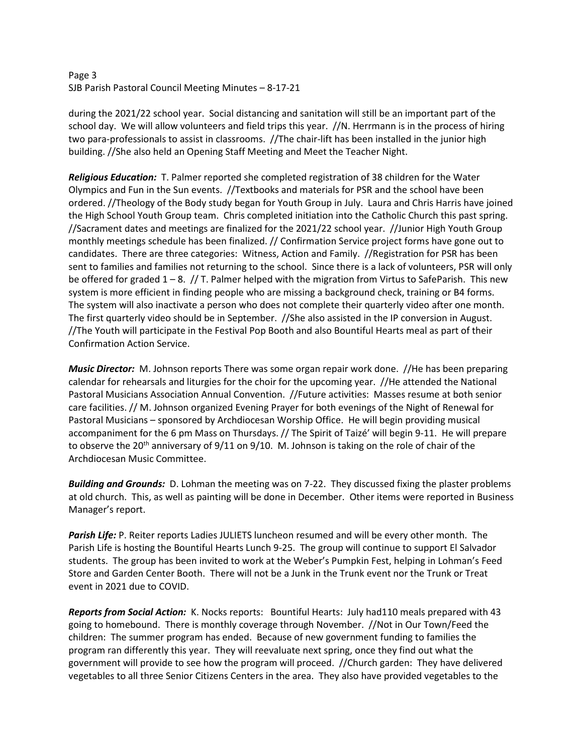during the 2021/22 school year. Social distancing and sanitation will still be an important part of the school day. We will allow volunteers and field trips this year. //N. Herrmann is in the process of hiring two para-professionals to assist in classrooms. //The chair-lift has been installed in the junior high building. //She also held an Opening Staff Meeting and Meet the Teacher Night.

***Religious Education:*** T. Palmer reported she completed registration of 38 children for the Water Olympics and Fun in the Sun events. //Textbooks and materials for PSR and the school have been ordered. //Theology of the Body study began for Youth Group in July. Laura and Chris Harris have joined the High School Youth Group team. Chris completed initiation into the Catholic Church this past spring. //Sacrament dates and meetings are finalized for the 2021/22 school year. //Junior High Youth Group monthly meetings schedule has been finalized. // Confirmation Service project forms have gone out to candidates. There are three categories: Witness, Action and Family. //Registration for PSR has been sent to families and families not returning to the school. Since there is a lack of volunteers, PSR will only be offered for graded 1 – 8. // T. Palmer helped with the migration from Virtus to SafeParish. This new system is more efficient in finding people who are missing a background check, training or B4 forms. The system will also inactivate a person who does not complete their quarterly video after one month. The first quarterly video should be in September. //She also assisted in the IP conversion in August. //The Youth will participate in the Festival Pop Booth and also Bountiful Hearts meal as part of their Confirmation Action Service.

***Music Director:*** M. Johnson reports There was some organ repair work done. //He has been preparing calendar for rehearsals and liturgies for the choir for the upcoming year. //He attended the National Pastoral Musicians Association Annual Convention. //Future activities: Masses resume at both senior care facilities. // M. Johnson organized Evening Prayer for both evenings of the Night of Renewal for Pastoral Musicians – sponsored by Archdiocesan Worship Office. He will begin providing musical accompaniment for the 6 pm Mass on Thursdays. // The Spirit of Taizé' will begin 9-11. He will prepare to observe the 20th anniversary of 9/11 on 9/10. M. Johnson is taking on the role of chair of the Archdiocesan Music Committee.

***Building and Grounds:*** D. Lohman the meeting was on 7-22. They discussed fixing the plaster problems at old church. This, as well as painting will be done in December. Other items were reported in Business Manager's report.

***Parish Life:*** P. Reiter reports Ladies JULIETS luncheon resumed and will be every other month. The Parish Life is hosting the Bountiful Hearts Lunch 9-25. The group will continue to support El Salvador students. The group has been invited to work at the Weber's Pumpkin Fest, helping in Lohman's Feed Store and Garden Center Booth. There will not be a Junk in the Trunk event nor the Trunk or Treat event in 2021 due to COVID.

***Reports from Social Action:*** K. Nocks reports: Bountiful Hearts: July had110 meals prepared with 43 going to homebound. There is monthly coverage through November. //Not in Our Town/Feed the children: The summer program has ended. Because of new government funding to families the program ran differently this year. They will reevaluate next spring, once they find out what the government will provide to see how the program will proceed. //Church garden: They have delivered vegetables to all three Senior Citizens Centers in the area. They also have provided vegetables to the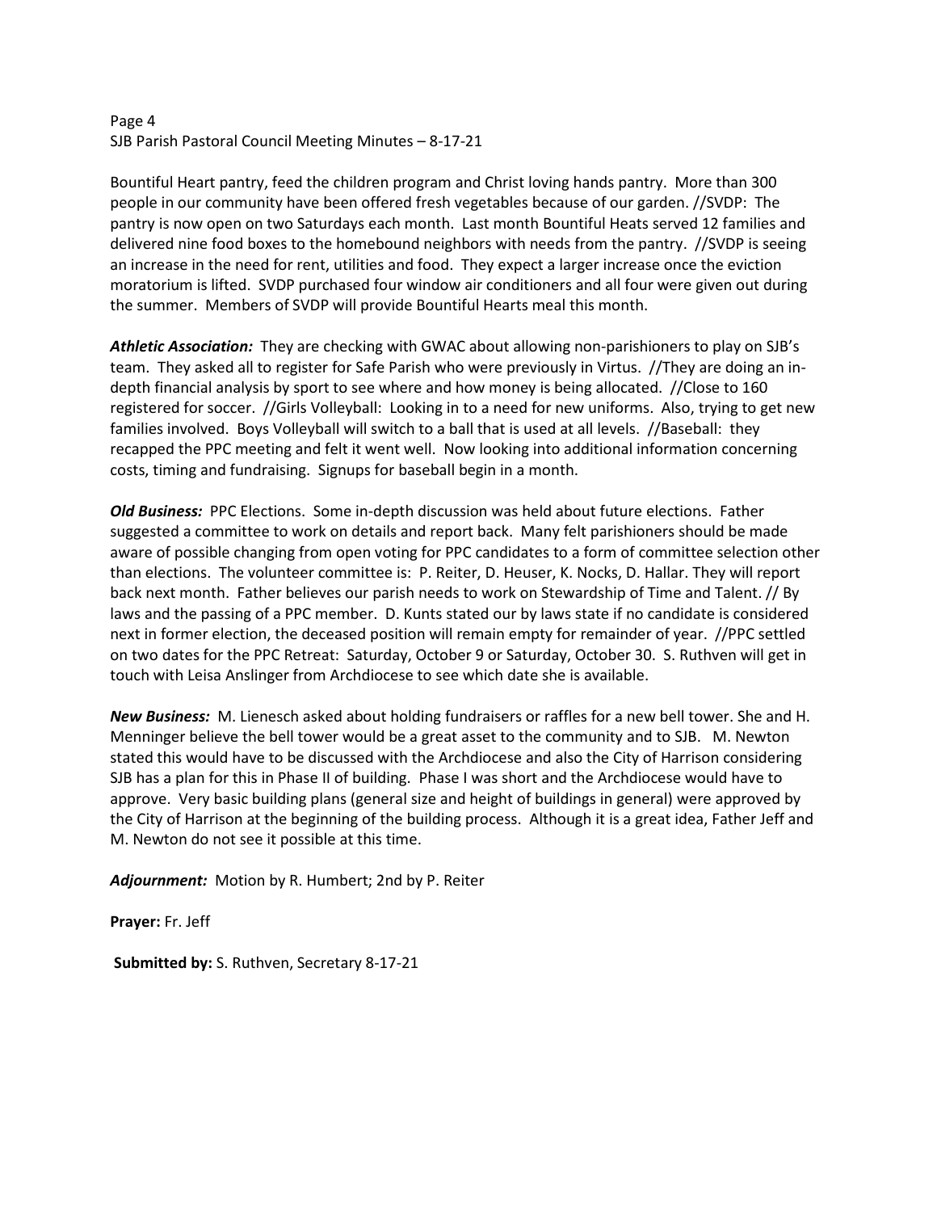Bountiful Heart pantry, feed the children program and Christ loving hands pantry. More than 300 people in our community have been offered fresh vegetables because of our garden. //SVDP: The pantry is now open on two Saturdays each month. Last month Bountiful Heats served 12 families and delivered nine food boxes to the homebound neighbors with needs from the pantry. //SVDP is seeing an increase in the need for rent, utilities and food. They expect a larger increase once the eviction moratorium is lifted. SVDP purchased four window air conditioners and all four were given out during the summer. Members of SVDP will provide Bountiful Hearts meal this month.

***Athletic Association:*** They are checking with GWAC about allowing non-parishioners to play on SJB's team. They asked all to register for Safe Parish who were previously in Virtus. //They are doing an in-depth financial analysis by sport to see where and how money is being allocated. //Close to 160 registered for soccer. //Girls Volleyball: Looking in to a need for new uniforms. Also, trying to get new families involved. Boys Volleyball will switch to a ball that is used at all levels. //Baseball: they recapped the PPC meeting and felt it went well. Now looking into additional information concerning costs, timing and fundraising. Signups for baseball begin in a month.

***Old Business:*** PPC Elections. Some in-depth discussion was held about future elections. Father suggested a committee to work on details and report back. Many felt parishioners should be made aware of possible changing from open voting for PPC candidates to a form of committee selection other than elections. The volunteer committee is: P. Reiter, D. Heuser, K. Nocks, D. Hallar. They will report back next month. Father believes our parish needs to work on Stewardship of Time and Talent. // By laws and the passing of a PPC member. D. Kunts stated our by laws state if no candidate is considered next in former election, the deceased position will remain empty for remainder of year. //PPC settled on two dates for the PPC Retreat: Saturday, October 9 or Saturday, October 30. S. Ruthven will get in touch with Leisa Anslinger from Archdiocese to see which date she is available.

***New Business:*** M. Lienesch asked about holding fundraisers or raffles for a new bell tower. She and H. Menninger believe the bell tower would be a great asset to the community and to SJB. M. Newton stated this would have to be discussed with the Archdiocese and also the City of Harrison considering SJB has a plan for this in Phase II of building. Phase I was short and the Archdiocese would have to approve. Very basic building plans (general size and height of buildings in general) were approved by the City of Harrison at the beginning of the building process. Although it is a great idea, Father Jeff and M. Newton do not see it possible at this time.

***Adjournment:*** Motion by R. Humbert; 2nd by P. Reiter

**Prayer:** Fr. Jeff

**Submitted by:** S. Ruthven, Secretary 8-17-21